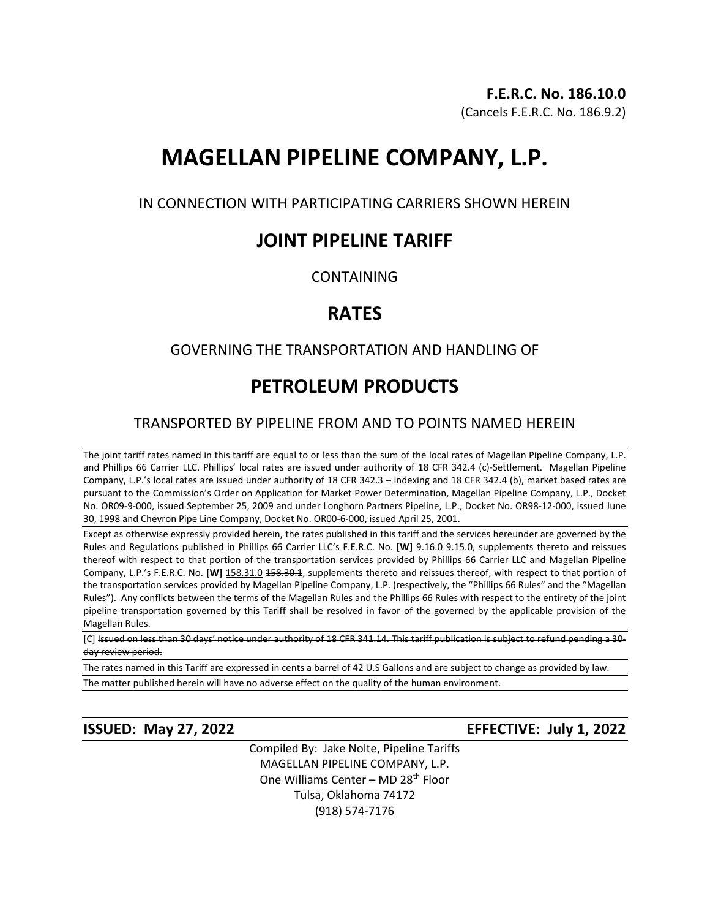**F.E.R.C. No. 186.10.0**
(Cancels F.E.R.C. No. 186.9.2)

# MAGELLAN PIPELINE COMPANY, L.P.

IN CONNECTION WITH PARTICIPATING CARRIERS SHOWN HEREIN

## JOINT PIPELINE TARIFF

CONTAINING

## RATES

GOVERNING THE TRANSPORTATION AND HANDLING OF

## PETROLEUM PRODUCTS

TRANSPORTED BY PIPELINE FROM AND TO POINTS NAMED HEREIN

---

The joint tariff rates named in this tariff are equal to or less than the sum of the local rates of Magellan Pipeline Company, L.P. and Phillips 66 Carrier LLC. Phillips' local rates are issued under authority of 18 CFR 342.4 (c)-Settlement. Magellan Pipeline Company, L.P.'s local rates are issued under authority of 18 CFR 342.3 – indexing and 18 CFR 342.4 (b), market based rates are pursuant to the Commission's Order on Application for Market Power Determination, Magellan Pipeline Company, L.P., Docket No. OR09-9-000, issued September 25, 2009 and under Longhorn Partners Pipeline, L.P., Docket No. OR98-12-000, issued June 30, 1998 and Chevron Pipe Line Company, Docket No. OR00-6-000, issued April 25, 2001.

Except as otherwise expressly provided herein, the rates published in this tariff and the services hereunder are governed by the Rules and Regulations published in Phillips 66 Carrier LLC's F.E.R.C. No. **[W]** 9.16.0 ~~9.15.0~~, supplements thereto and reissues thereof with respect to that portion of the transportation services provided by Phillips 66 Carrier LLC and Magellan Pipeline Company, L.P.'s F.E.R.C. No. **[W]** 158.31.0 ~~158.30.1~~, supplements thereto and reissues thereof, with respect to that portion of the transportation services provided by Magellan Pipeline Company, L.P. (respectively, the "Phillips 66 Rules" and the "Magellan Rules"). Any conflicts between the terms of the Magellan Rules and the Phillips 66 Rules with respect to the entirety of the joint pipeline transportation governed by this Tariff shall be resolved in favor of the governed by the applicable provision of the Magellan Rules.

[C] ~~Issued on less than 30 days' notice under authority of 18 CFR 341.14. This tariff publication is subject to refund pending a 30-day review period.~~

The rates named in this Tariff are expressed in cents a barrel of 42 U.S Gallons and are subject to change as provided by law.

The matter published herein will have no adverse effect on the quality of the human environment.

---

**ISSUED: May 27, 2022** **EFFECTIVE: July 1, 2022**

Compiled By: Jake Nolte, Pipeline Tariffs
MAGELLAN PIPELINE COMPANY, L.P.
One Williams Center – MD 28th Floor
Tulsa, Oklahoma 74172
(918) 574-7176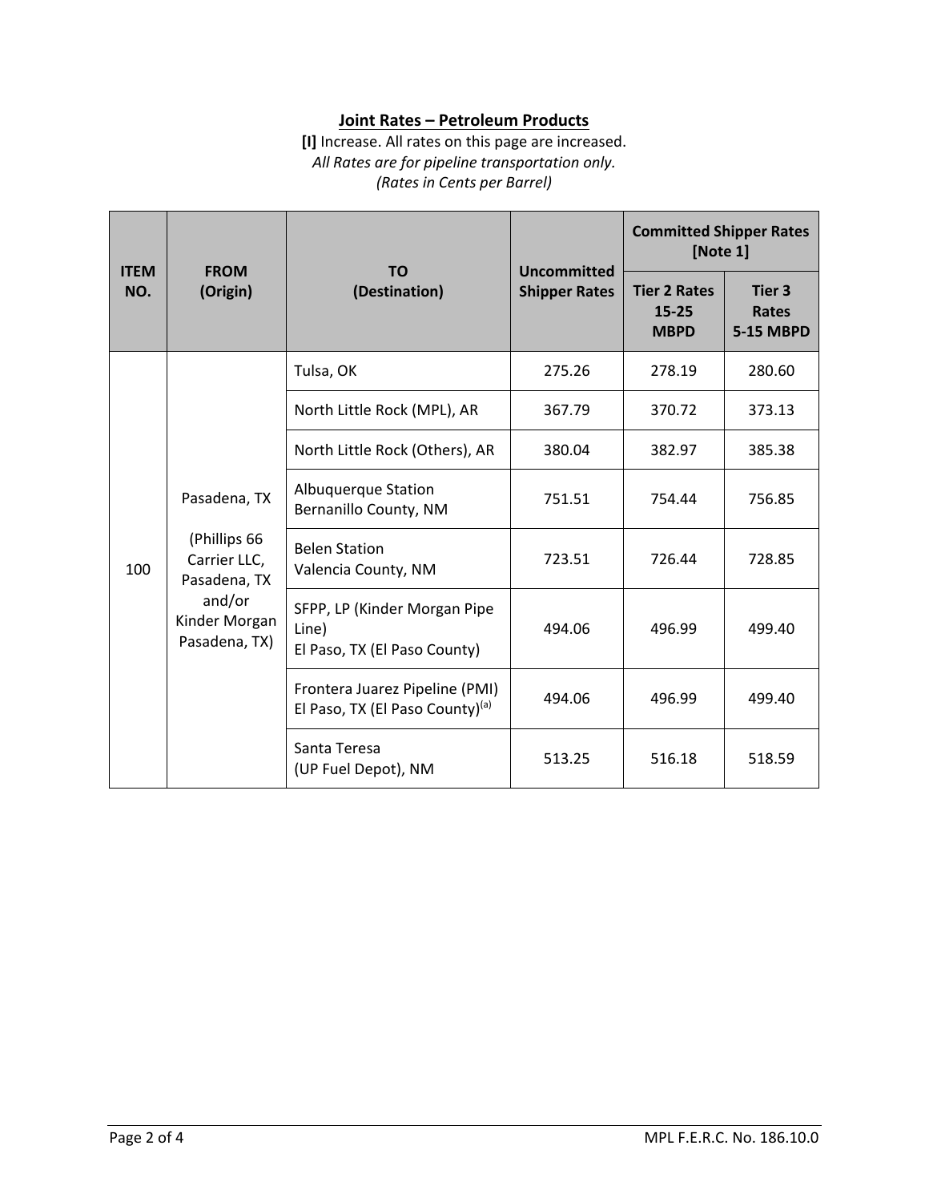## Joint Rates – Petroleum Products

**[I]** Increase. All rates on this page are increased.
*All Rates are for pipeline transportation only.*
*(Rates in Cents per Barrel)*

| ITEM NO. | FROM (Origin) | TO (Destination) | Uncommitted Shipper Rates | Committed Shipper Rates [Note 1] | |
|---|---|---|---|---|---|
| | | | | Tier 2 Rates 15-25 MBPD | Tier 3 Rates 5-15 MBPD |
| 100 | Pasadena, TX (Phillips 66 Carrier LLC, Pasadena, TX and/or Kinder Morgan Pasadena, TX) | Tulsa, OK | 275.26 | 278.19 | 280.60 |
| | | North Little Rock (MPL), AR | 367.79 | 370.72 | 373.13 |
| | | North Little Rock (Others), AR | 380.04 | 382.97 | 385.38 |
| | | Albuquerque Station Bernanillo County, NM | 751.51 | 754.44 | 756.85 |
| | | Belen Station Valencia County, NM | 723.51 | 726.44 | 728.85 |
| | | SFPP, LP (Kinder Morgan Pipe Line) El Paso, TX (El Paso County) | 494.06 | 496.99 | 499.40 |
| | | Frontera Juarez Pipeline (PMI) El Paso, TX (El Paso County)[a] | 494.06 | 496.99 | 499.40 |
| | | Santa Teresa (UP Fuel Depot), NM | 513.25 | 516.18 | 518.59 |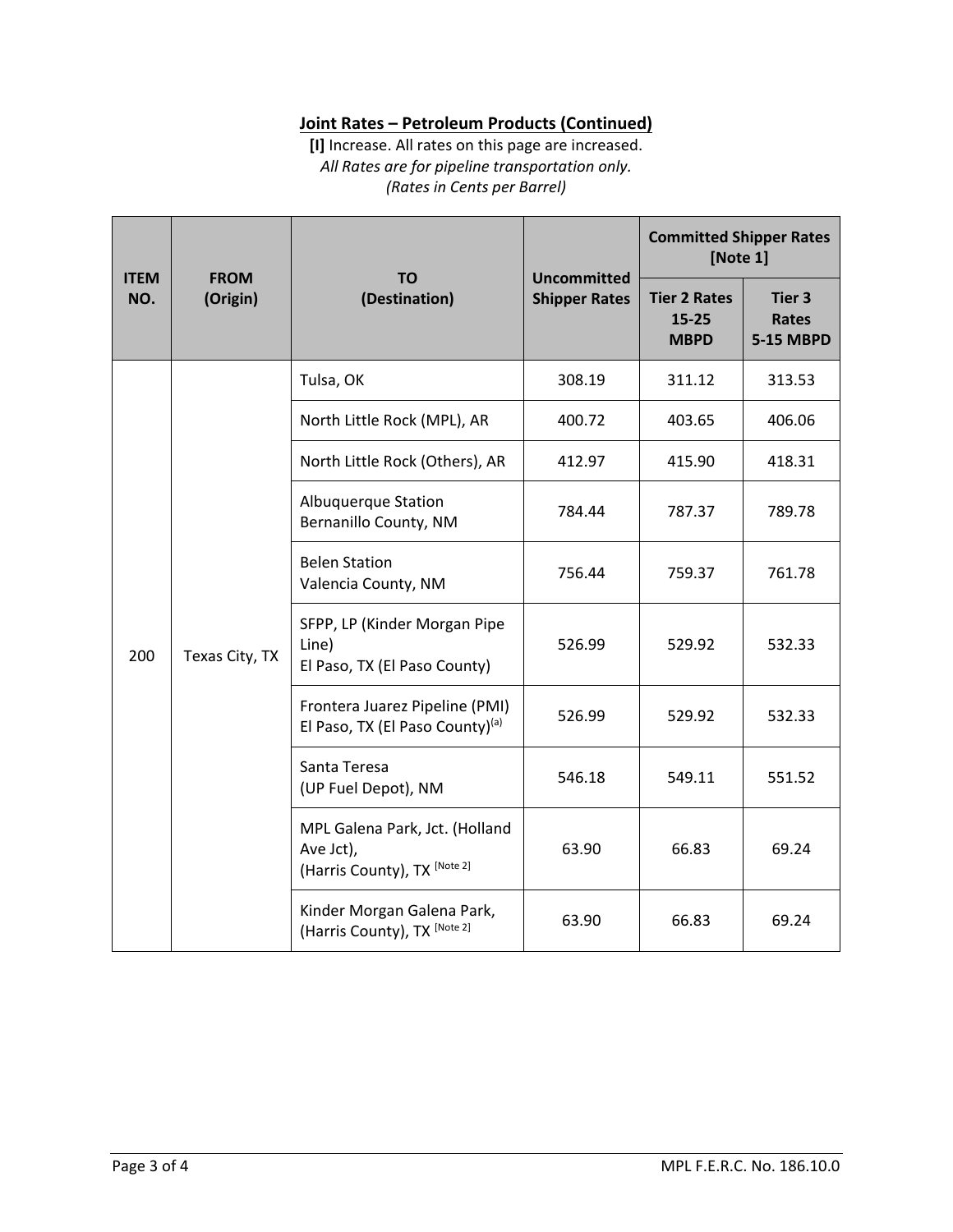## Joint Rates – Petroleum Products (Continued)

**[I]** Increase. All rates on this page are increased.
*All Rates are for pipeline transportation only.*
*(Rates in Cents per Barrel)*

| ITEM NO. | FROM (Origin) | TO (Destination) | Uncommitted Shipper Rates | Committed Shipper Rates [Note 1] | |
|---|---|---|---|---|---|
| | | | | Tier 2 Rates 15-25 MBPD | Tier 3 Rates 5-15 MBPD |
| 200 | Texas City, TX | Tulsa, OK | 308.19 | 311.12 | 313.53 |
| | | North Little Rock (MPL), AR | 400.72 | 403.65 | 406.06 |
| | | North Little Rock (Others), AR | 412.97 | 415.90 | 418.31 |
| | | Albuquerque Station Bernanillo County, NM | 784.44 | 787.37 | 789.78 |
| | | Belen Station Valencia County, NM | 756.44 | 759.37 | 761.78 |
| | | SFPP, LP (Kinder Morgan Pipe Line) El Paso, TX (El Paso County) | 526.99 | 529.92 | 532.33 |
| | | Frontera Juarez Pipeline (PMI) El Paso, TX (El Paso County)[a] | 526.99 | 529.92 | 532.33 |
| | | Santa Teresa (UP Fuel Depot), NM | 546.18 | 549.11 | 551.52 |
| | | MPL Galena Park, Jct. (Holland Ave Jct), (Harris County), TX [Note 2] | 63.90 | 66.83 | 69.24 |
| | | Kinder Morgan Galena Park, (Harris County), TX [Note 2] | 63.90 | 66.83 | 69.24 |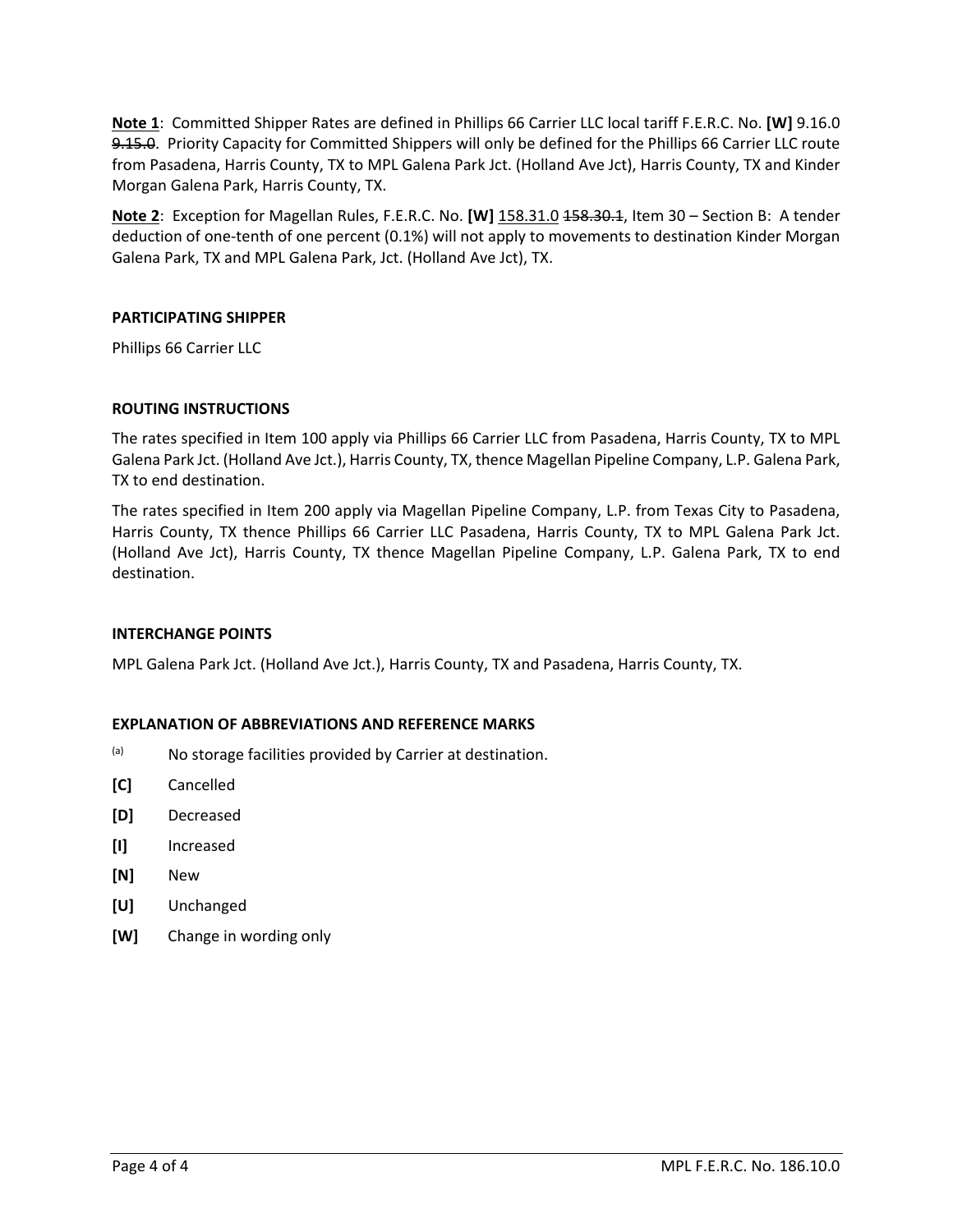**Note 1**: Committed Shipper Rates are defined in Phillips 66 Carrier LLC local tariff F.E.R.C. No. **[W]** 9.16.0 ~~9.15.0~~. Priority Capacity for Committed Shippers will only be defined for the Phillips 66 Carrier LLC route from Pasadena, Harris County, TX to MPL Galena Park Jct. (Holland Ave Jct), Harris County, TX and Kinder Morgan Galena Park, Harris County, TX.

**Note 2**: Exception for Magellan Rules, F.E.R.C. No. **[W]** 158.31.0 ~~158.30.1~~, Item 30 – Section B: A tender deduction of one-tenth of one percent (0.1%) will not apply to movements to destination Kinder Morgan Galena Park, TX and MPL Galena Park, Jct. (Holland Ave Jct), TX.

**PARTICIPATING SHIPPER**

Phillips 66 Carrier LLC

**ROUTING INSTRUCTIONS**

The rates specified in Item 100 apply via Phillips 66 Carrier LLC from Pasadena, Harris County, TX to MPL Galena Park Jct. (Holland Ave Jct.), Harris County, TX, thence Magellan Pipeline Company, L.P. Galena Park, TX to end destination.

The rates specified in Item 200 apply via Magellan Pipeline Company, L.P. from Texas City to Pasadena, Harris County, TX thence Phillips 66 Carrier LLC Pasadena, Harris County, TX to MPL Galena Park Jct. (Holland Ave Jct), Harris County, TX thence Magellan Pipeline Company, L.P. Galena Park, TX to end destination.

**INTERCHANGE POINTS**

MPL Galena Park Jct. (Holland Ave Jct.), Harris County, TX and Pasadena, Harris County, TX.

**EXPLANATION OF ABBREVIATIONS AND REFERENCE MARKS**

(a) No storage facilities provided by Carrier at destination.

**[C]** Cancelled

**[D]** Decreased

**[I]** Increased

**[N]** New

**[U]** Unchanged

**[W]** Change in wording only